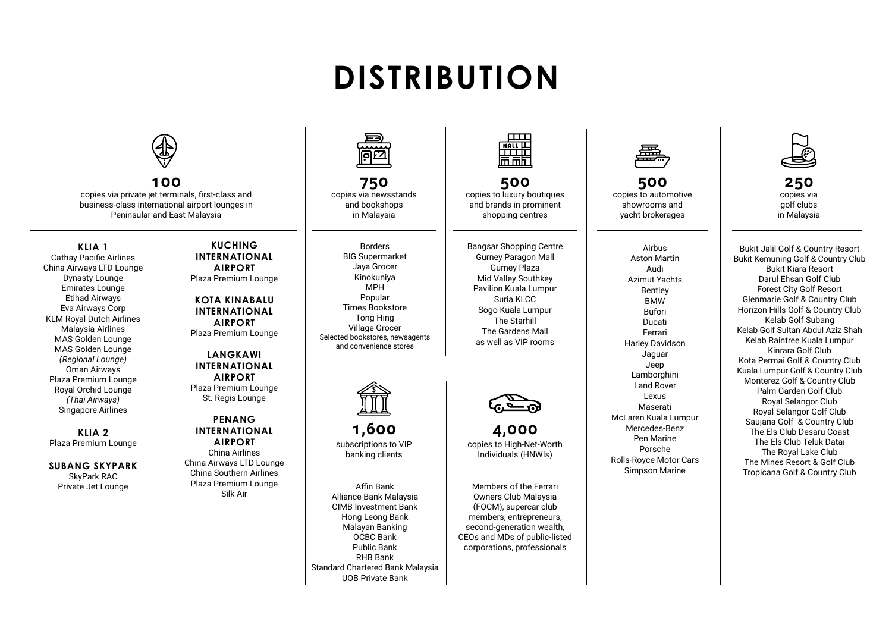# DISTRIBUTION

## 100

copies via private jet terminals, first-class and business-class international airport lounges in Peninsular and East Malaysia

**KLIA 1**

Cathay Pacific Airlines
China Airways LTD Lounge
Dynasty Lounge
Emirates Lounge
Etihad Airways
Eva Airways Corp
KLM Royal Dutch Airlines
Malaysia Airlines
MAS Golden Lounge
MAS Golden Lounge *(Regional Lounge)*
Oman Airways
Plaza Premium Lounge
Royal Orchid Lounge *(Thai Airways)*
Singapore Airlines

**KLIA 2**

Plaza Premium Lounge

**SUBANG SKYPARK**

SkyPark RAC
Private Jet Lounge

**KUCHING INTERNATIONAL AIRPORT**

Plaza Premium Lounge

**KOTA KINABALU INTERNATIONAL AIRPORT**

Plaza Premium Lounge

**LANGKAWI INTERNATIONAL AIRPORT**

Plaza Premium Lounge
St. Regis Lounge

**PENANG INTERNATIONAL AIRPORT**

China Airlines
China Airways LTD Lounge
China Southern Airlines
Plaza Premium Lounge
Silk Air

## 750

copies via newsstands and bookshops in Malaysia

Borders
BIG Supermarket
Jaya Grocer
Kinokuniya
MPH
Popular
Times Bookstore
Tong Hing
Village Grocer
Selected bookstores, newsagents and convenience stores

## 500

copies to luxury boutiques and brands in prominent shopping centres

Bangsar Shopping Centre
Gurney Paragon Mall
Gurney Plaza
Mid Valley Southkey
Pavilion Kuala Lumpur
Suria KLCC
Sogo Kuala Lumpur
The Starhill
The Gardens Mall
as well as VIP rooms

## 1,600

subscriptions to VIP banking clients

Affin Bank
Alliance Bank Malaysia
CIMB Investment Bank
Hong Leong Bank
Malayan Banking
OCBC Bank
Public Bank
RHB Bank
Standard Chartered Bank Malaysia
UOB Private Bank

## 4,000

copies to High-Net-Worth Individuals (HNWIs)

Members of the Ferrari Owners Club Malaysia (FOCM), supercar club members, entrepreneurs, second-generation wealth, CEOs and MDs of public-listed corporations, professionals

## 500

copies to automotive showrooms and yacht brokerages

Airbus
Aston Martin
Audi
Azimut Yachts
Bentley
BMW
Bufori
Ducati
Ferrari
Harley Davidson
Jaguar
Jeep
Lamborghini
Land Rover
Lexus
Maserati
McLaren Kuala Lumpur
Mercedes-Benz
Pen Marine
Porsche
Rolls-Royce Motor Cars
Simpson Marine

## 250

copies via golf clubs in Malaysia

Bukit Jalil Golf & Country Resort
Bukit Kemuning Golf & Country Club
Bukit Kiara Resort
Darul Ehsan Golf Club
Forest City Golf Resort
Glenmarie Golf & Country Club
Horizon Hills Golf & Country Club
Kelab Golf Subang
Kelab Golf Sultan Abdul Aziz Shah
Kelab Raintree Kuala Lumpur
Kinrara Golf Club
Kota Permai Golf & Country Club
Kuala Lumpur Golf & Country Club
Monterez Golf & Country Club
Palm Garden Golf Club
Royal Selangor Club
Royal Selangor Golf Club
Saujana Golf & Country Club
The Els Club Desaru Coast
The Els Club Teluk Datai
The Royal Lake Club
The Mines Resort & Golf Club
Tropicana Golf & Country Club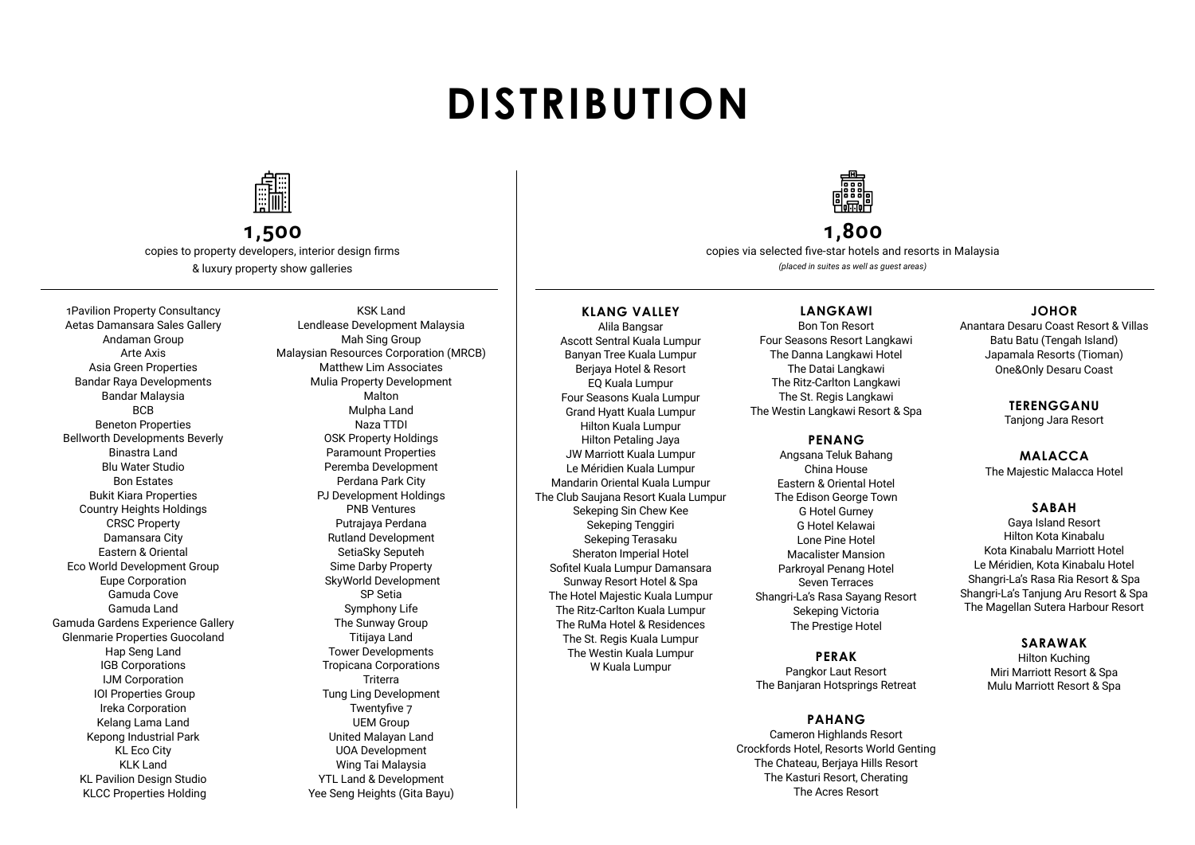# DISTRIBUTION

## 1,500

copies to property developers, interior design firms & luxury property show galleries

1Pavilion Property Consultancy
Aetas Damansara Sales Gallery
Andaman Group
Arte Axis
Asia Green Properties
Bandar Raya Developments
Bandar Malaysia
BCB
Beneton Properties
Bellworth Developments Beverly
Binastra Land
Blu Water Studio
Bon Estates
Bukit Kiara Properties
Country Heights Holdings
CRSC Property
Damansara City
Eastern & Oriental
Eco World Development Group
Eupe Corporation
Gamuda Cove
Gamuda Land
Gamuda Gardens Experience Gallery
Glenmarie Properties Guocoland
Hap Seng Land
IGB Corporations
IJM Corporation
IOI Properties Group
Ireka Corporation
Kelang Lama Land
Kepong Industrial Park
KL Eco City
KLK Land
KL Pavilion Design Studio
KLCC Properties Holding
KSK Land
Lendlease Development Malaysia
Mah Sing Group
Malaysian Resources Corporation (MRCB)
Matthew Lim Associates
Mulia Property Development
Malton
Mulpha Land
Naza TTDI
OSK Property Holdings
Paramount Properties
Peremba Development
Perdana Park City
PJ Development Holdings
PNB Ventures
Putrajaya Perdana
Rutland Development
SetiaSky Seputeh
Sime Darby Property
SkyWorld Development
SP Setia
Symphony Life
The Sunway Group
Titijaya Land
Tower Developments
Tropicana Corporations
Triterra
Tung Ling Development
Twentyfive 7
UEM Group
United Malayan Land
UOA Development
Wing Tai Malaysia
YTL Land & Development
Yee Seng Heights (Gita Bayu)

## 1,800

copies via selected five-star hotels and resorts in Malaysia

*(placed in suites as well as guest areas)*

### KLANG VALLEY

Alila Bangsar
Ascott Sentral Kuala Lumpur
Banyan Tree Kuala Lumpur
Berjaya Hotel & Resort
EQ Kuala Lumpur
Four Seasons Kuala Lumpur
Grand Hyatt Kuala Lumpur
Hilton Kuala Lumpur
Hilton Petaling Jaya
JW Marriott Kuala Lumpur
Le Méridien Kuala Lumpur
Mandarin Oriental Kuala Lumpur
The Club Saujana Resort Kuala Lumpur
Sekeping Sin Chew Kee
Sekeping Tenggiri
Sekeping Terasaku
Sheraton Imperial Hotel
Sofitel Kuala Lumpur Damansara
Sunway Resort Hotel & Spa
The Hotel Majestic Kuala Lumpur
The Ritz-Carlton Kuala Lumpur
The RuMa Hotel & Residences
The St. Regis Kuala Lumpur
The Westin Kuala Lumpur
W Kuala Lumpur

### LANGKAWI

Bon Ton Resort
Four Seasons Resort Langkawi
The Danna Langkawi Hotel
The Datai Langkawi
The Ritz-Carlton Langkawi
The St. Regis Langkawi
The Westin Langkawi Resort & Spa

### PENANG

Angsana Teluk Bahang
China House
Eastern & Oriental Hotel
The Edison George Town
G Hotel Gurney
G Hotel Kelawai
Lone Pine Hotel
Macalister Mansion
Parkroyal Penang Hotel
Seven Terraces
Shangri-La's Rasa Sayang Resort
Sekeping Victoria
The Prestige Hotel

### PERAK

Pangkor Laut Resort
The Banjaran Hotsprings Retreat

### PAHANG

Cameron Highlands Resort
Crockfords Hotel, Resorts World Genting
The Chateau, Berjaya Hills Resort
The Kasturi Resort, Cherating
The Acres Resort

### JOHOR

Anantara Desaru Coast Resort & Villas
Batu Batu (Tengah Island)
Japamala Resorts (Tioman)
One&Only Desaru Coast

### TERENGGANU

Tanjong Jara Resort

### MALACCA

The Majestic Malacca Hotel

### SABAH

Gaya Island Resort
Hilton Kota Kinabalu
Kota Kinabalu Marriott Hotel
Le Méridien, Kota Kinabalu Hotel
Shangri-La's Rasa Ria Resort & Spa
Shangri-La's Tanjung Aru Resort & Spa
The Magellan Sutera Harbour Resort

### SARAWAK

Hilton Kuching
Miri Marriott Resort & Spa
Mulu Marriott Resort & Spa